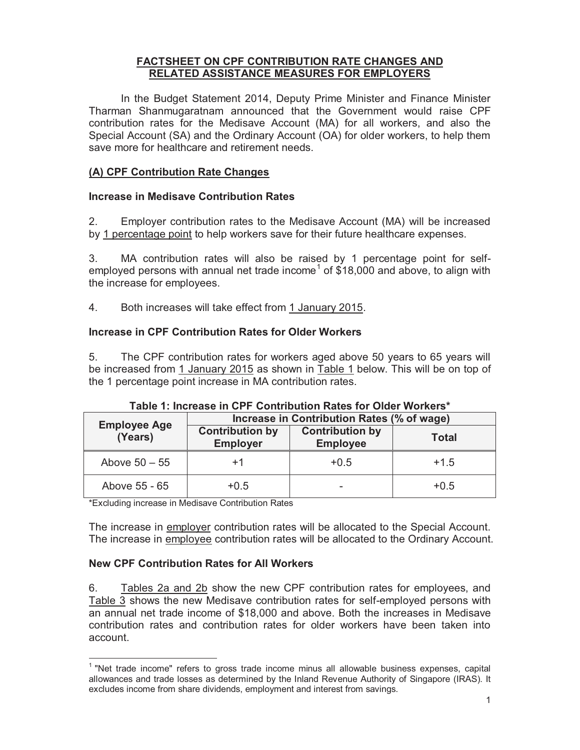# FACTSHEET ON CPF CONTRIBUTION RATE CHANGES AND RELATED ASSISTANCE MEASURES FOR EMPLOYERS

In the Budget Statement 2014, Deputy Prime Minister and Finance Minister Tharman Shanmugaratnam announced that the Government would raise CPF contribution rates for the Medisave Account (MA) for all workers, and also the Special Account (SA) and the Ordinary Account (OA) for older workers, to help them save more for healthcare and retirement needs.

## (A) CPF Contribution Rate Changes

### Increase in Medisave Contribution Rates

2. Employer contribution rates to the Medisave Account (MA) will be increased by 1 percentage point to help workers save for their future healthcare expenses.

3. MA contribution rates will also be raised by 1 percentage point for self-employed persons with annual net trade income[1] of $18,000 and above, to align with the increase for employees.

4. Both increases will take effect from 1 January 2015.

### Increase in CPF Contribution Rates for Older Workers

5. The CPF contribution rates for workers aged above 50 years to 65 years will be increased from 1 January 2015 as shown in Table 1 below. This will be on top of the 1 percentage point increase in MA contribution rates.

**Table 1: Increase in CPF Contribution Rates for Older Workers***

| Employee Age (Years) | Increase in Contribution Rates (% of wage) | | |
|---|---|---|---|
| | Contribution by Employer | Contribution by Employee | Total |
| Above 50 – 55 | +1 | +0.5 | +1.5 |
| Above 55 - 65 | +0.5 | - | +0.5 |

*Excluding increase in Medisave Contribution Rates

The increase in employer contribution rates will be allocated to the Special Account. The increase in employee contribution rates will be allocated to the Ordinary Account.

### New CPF Contribution Rates for All Workers

6. Tables 2a and 2b show the new CPF contribution rates for employees, and Table 3 shows the new Medisave contribution rates for self-employed persons with an annual net trade income of $18,000 and above. Both the increases in Medisave contribution rates and contribution rates for older workers have been taken into account.

[1] "Net trade income" refers to gross trade income minus all allowable business expenses, capital allowances and trade losses as determined by the Inland Revenue Authority of Singapore (IRAS). It excludes income from share dividends, employment and interest from savings.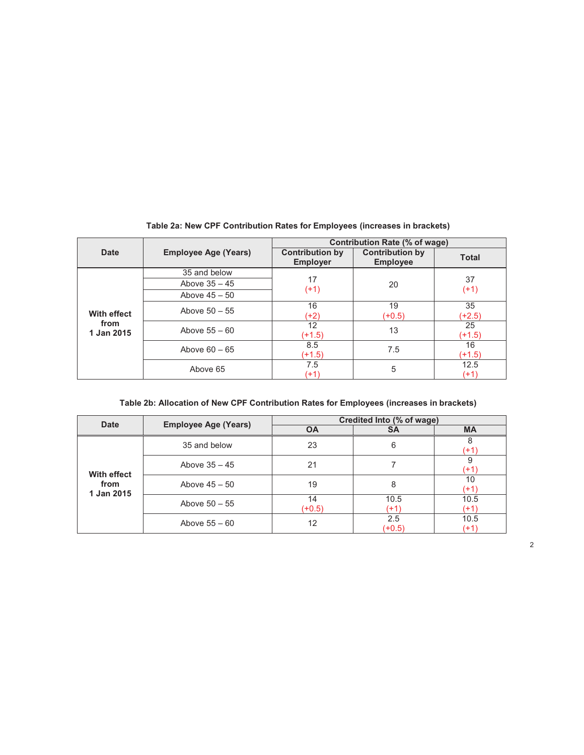**Table 2a: New CPF Contribution Rates for Employees (increases in brackets)**

| Date | Employee Age (Years) | Contribution Rate (% of wage) | | |
|---|---|---|---|---|
| | | Contribution by Employer | Contribution by Employee | Total |
| With effect from 1 Jan 2015 | 35 and below | 17 (+1) | 20 | 37 (+1) |
| | Above 35 – 45 | | | |
| | Above 45 – 50 | | | |
| | Above 50 – 55 | 16 (+2) | 19 (+0.5) | 35 (+2.5) |
| | Above 55 – 60 | 12 (+1.5) | 13 | 25 (+1.5) |
| | Above 60 – 65 | 8.5 (+1.5) | 7.5 | 16 (+1.5) |
| | Above 65 | 7.5 (+1) | 5 | 12.5 (+1) |

**Table 2b: Allocation of New CPF Contribution Rates for Employees (increases in brackets)**

| Date | Employee Age (Years) | Credited Into (% of wage) | | |
|---|---|---|---|---|
| | | OA | SA | MA |
| With effect from 1 Jan 2015 | 35 and below | 23 | 6 | 8 (+1) |
| | Above 35 – 45 | 21 | 7 | 9 (+1) |
| | Above 45 – 50 | 19 | 8 | 10 (+1) |
| | Above 50 – 55 | 14 (+0.5) | 10.5 (+1) | 10.5 (+1) |
| | Above 55 – 60 | 12 | 2.5 (+0.5) | 10.5 (+1) |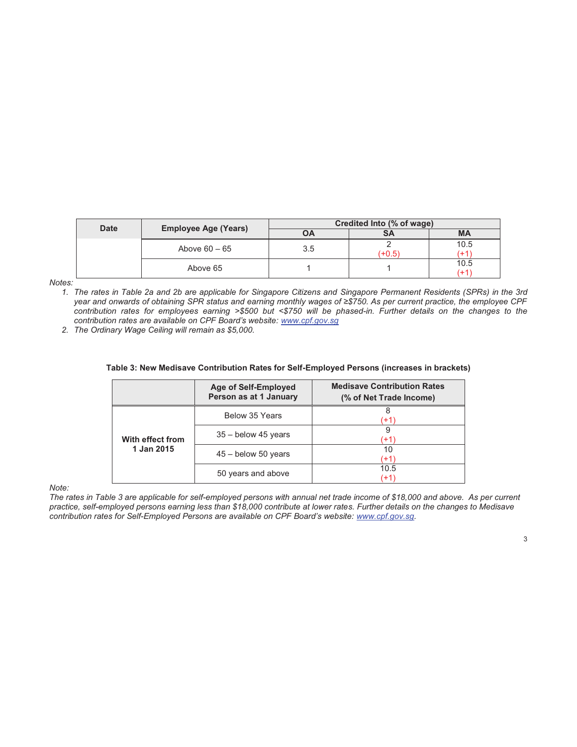| Date | Employee Age (Years) | Credited Into (% of wage) | | |
|---|---|---|---|---|
| | | OA | SA | MA |
| | Above 60 – 65 | 3.5 | 2 (+0.5) | 10.5 (+1) |
| | Above 65 | 1 | 1 | 10.5 (+1) |

*Notes:*

1. *The rates in Table 2a and 2b are applicable for Singapore Citizens and Singapore Permanent Residents (SPRs) in the 3rd year and onwards of obtaining SPR status and earning monthly wages of ≥$750. As per current practice, the employee CPF contribution rates for employees earning >$500 but <$750 will be phased-in. Further details on the changes to the contribution rates are available on CPF Board's website: www.cpf.gov.sg*
2. *The Ordinary Wage Ceiling will remain as $5,000.*

**Table 3: New Medisave Contribution Rates for Self-Employed Persons (increases in brackets)**

| | Age of Self-Employed Person as at 1 January | Medisave Contribution Rates (% of Net Trade Income) |
|---|---|---|
| **With effect from 1 Jan 2015** | Below 35 Years | 8 (+1) |
| | 35 – below 45 years | 9 (+1) |
| | 45 – below 50 years | 10 (+1) |
| | 50 years and above | 10.5 (+1) |

*Note:*

*The rates in Table 3 are applicable for self-employed persons with annual net trade income of $18,000 and above. As per current practice, self-employed persons earning less than $18,000 contribute at lower rates. Further details on the changes to Medisave contribution rates for Self-Employed Persons are available on CPF Board's website: www.cpf.gov.sg.*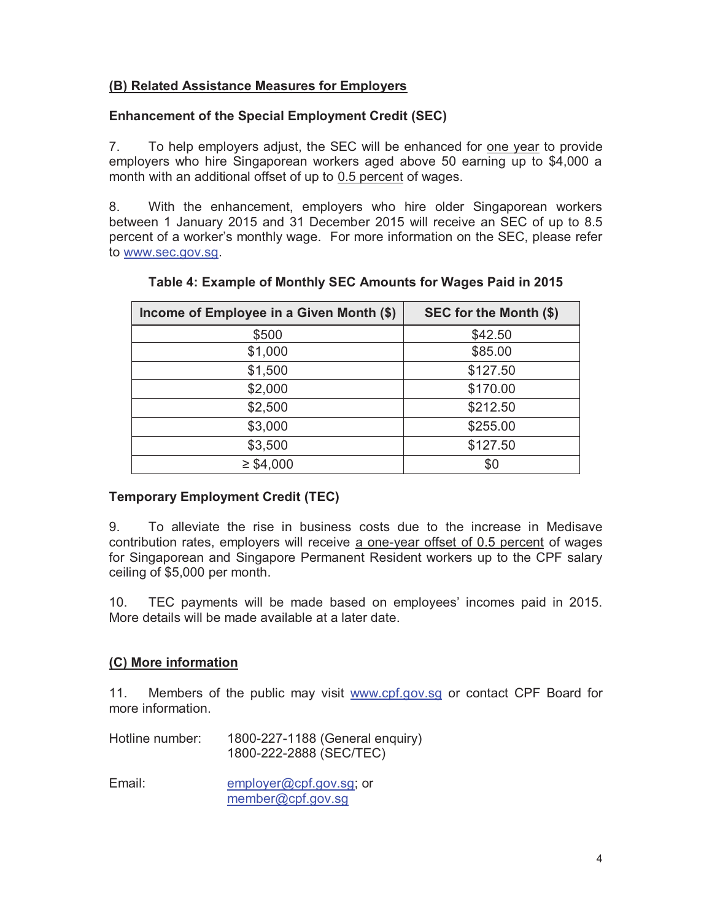## (B) Related Assistance Measures for Employers

**Enhancement of the Special Employment Credit (SEC)**

7. To help employers adjust, the SEC will be enhanced for one year to provide employers who hire Singaporean workers aged above 50 earning up to $4,000 a month with an additional offset of up to 0.5 percent of wages.

8. With the enhancement, employers who hire older Singaporean workers between 1 January 2015 and 31 December 2015 will receive an SEC of up to 8.5 percent of a worker's monthly wage. For more information on the SEC, please refer to www.sec.gov.sg.

**Table 4: Example of Monthly SEC Amounts for Wages Paid in 2015**

| Income of Employee in a Given Month ($) | SEC for the Month ($) |
|---|---|
| $500 | $42.50 |
| $1,000 | $85.00 |
| $1,500 | $127.50 |
| $2,000 | $170.00 |
| $2,500 | $212.50 |
| $3,000 | $255.00 |
| $3,500 | $127.50 |
| ≥ $4,000 | $0 |

**Temporary Employment Credit (TEC)**

9. To alleviate the rise in business costs due to the increase in Medisave contribution rates, employers will receive a one-year offset of 0.5 percent of wages for Singaporean and Singapore Permanent Resident workers up to the CPF salary ceiling of $5,000 per month.

10. TEC payments will be made based on employees' incomes paid in 2015. More details will be made available at a later date.

## (C) More information

11. Members of the public may visit www.cpf.gov.sg or contact CPF Board for more information.

Hotline number: 1800-227-1188 (General enquiry)
1800-222-2888 (SEC/TEC)

Email: employer@cpf.gov.sg; or
member@cpf.gov.sg